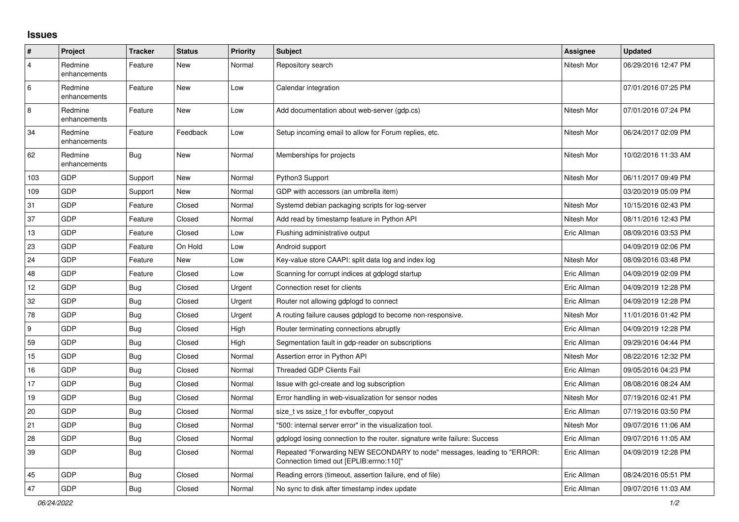## Issues

| # | Project | Tracker | Status | Priority | Subject | Assignee | Updated |
|---|---|---|---|---|---|---|---|
| 4 | Redmine enhancements | Feature | New | Normal | Repository search | Nitesh Mor | 06/29/2016 12:47 PM |
| 6 | Redmine enhancements | Feature | New | Low | Calendar integration | | 07/01/2016 07:25 PM |
| 8 | Redmine enhancements | Feature | New | Low | Add documentation about web-server (gdp.cs) | Nitesh Mor | 07/01/2016 07:24 PM |
| 34 | Redmine enhancements | Feature | Feedback | Low | Setup incoming email to allow for Forum replies, etc. | Nitesh Mor | 06/24/2017 02:09 PM |
| 62 | Redmine enhancements | Bug | New | Normal | Memberships for projects | Nitesh Mor | 10/02/2016 11:33 AM |
| 103 | GDP | Support | New | Normal | Python3 Support | Nitesh Mor | 06/11/2017 09:49 PM |
| 109 | GDP | Support | New | Normal | GDP with accessors (an umbrella item) | | 03/20/2019 05:09 PM |
| 31 | GDP | Feature | Closed | Normal | Systemd debian packaging scripts for log-server | Nitesh Mor | 10/15/2016 02:43 PM |
| 37 | GDP | Feature | Closed | Normal | Add read by timestamp feature in Python API | Nitesh Mor | 08/11/2016 12:43 PM |
| 13 | GDP | Feature | Closed | Low | Flushing administrative output | Eric Allman | 08/09/2016 03:53 PM |
| 23 | GDP | Feature | On Hold | Low | Android support | | 04/09/2019 02:06 PM |
| 24 | GDP | Feature | New | Low | Key-value store CAAPI: split data log and index log | Nitesh Mor | 08/09/2016 03:48 PM |
| 48 | GDP | Feature | Closed | Low | Scanning for corrupt indices at gdplogd startup | Eric Allman | 04/09/2019 02:09 PM |
| 12 | GDP | Bug | Closed | Urgent | Connection reset for clients | Eric Allman | 04/09/2019 12:28 PM |
| 32 | GDP | Bug | Closed | Urgent | Router not allowing gdplogd to connect | Eric Allman | 04/09/2019 12:28 PM |
| 78 | GDP | Bug | Closed | Urgent | A routing failure causes gdplogd to become non-responsive. | Nitesh Mor | 11/01/2016 01:42 PM |
| 9 | GDP | Bug | Closed | High | Router terminating connections abruptly | Eric Allman | 04/09/2019 12:28 PM |
| 59 | GDP | Bug | Closed | High | Segmentation fault in gdp-reader on subscriptions | Eric Allman | 09/29/2016 04:44 PM |
| 15 | GDP | Bug | Closed | Normal | Assertion error in Python API | Nitesh Mor | 08/22/2016 12:32 PM |
| 16 | GDP | Bug | Closed | Normal | Threaded GDP Clients Fail | Eric Allman | 09/05/2016 04:23 PM |
| 17 | GDP | Bug | Closed | Normal | Issue with gcl-create and log subscription | Eric Allman | 08/08/2016 08:24 AM |
| 19 | GDP | Bug | Closed | Normal | Error handling in web-visualization for sensor nodes | Nitesh Mor | 07/19/2016 02:41 PM |
| 20 | GDP | Bug | Closed | Normal | size_t vs ssize_t for evbuffer_copyout | Eric Allman | 07/19/2016 03:50 PM |
| 21 | GDP | Bug | Closed | Normal | "500: internal server error" in the visualization tool. | Nitesh Mor | 09/07/2016 11:06 AM |
| 28 | GDP | Bug | Closed | Normal | gdplogd losing connection to the router. signature write failure: Success | Eric Allman | 09/07/2016 11:05 AM |
| 39 | GDP | Bug | Closed | Normal | Repeated "Forwarding NEW SECONDARY to node" messages, leading to "ERROR: Connection timed out [EPLIB:errno:110]" | Eric Allman | 04/09/2019 12:28 PM |
| 45 | GDP | Bug | Closed | Normal | Reading errors (timeout, assertion failure, end of file) | Eric Allman | 08/24/2016 05:51 PM |
| 47 | GDP | Bug | Closed | Normal | No sync to disk after timestamp index update | Eric Allman | 09/07/2016 11:03 AM |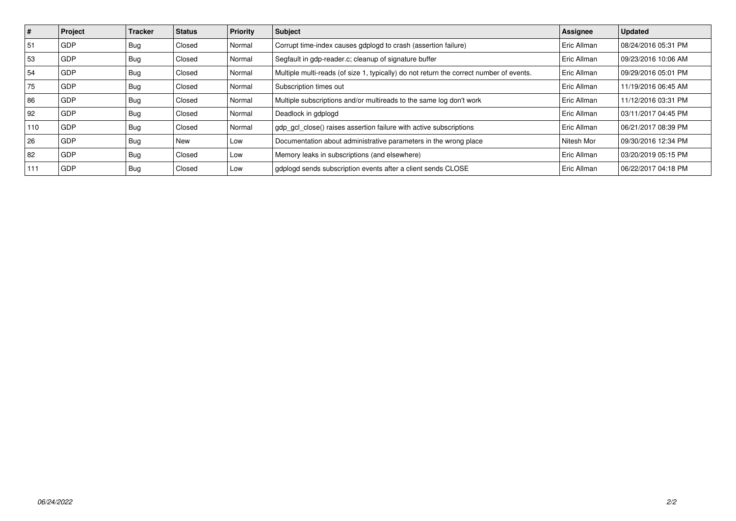| # | Project | Tracker | Status | Priority | Subject | Assignee | Updated |
|---|---|---|---|---|---|---|---|
| 51 | GDP | Bug | Closed | Normal | Corrupt time-index causes gdplogd to crash (assertion failure) | Eric Allman | 08/24/2016 05:31 PM |
| 53 | GDP | Bug | Closed | Normal | Segfault in gdp-reader.c; cleanup of signature buffer | Eric Allman | 09/23/2016 10:06 AM |
| 54 | GDP | Bug | Closed | Normal | Multiple multi-reads (of size 1, typically) do not return the correct number of events. | Eric Allman | 09/29/2016 05:01 PM |
| 75 | GDP | Bug | Closed | Normal | Subscription times out | Eric Allman | 11/19/2016 06:45 AM |
| 86 | GDP | Bug | Closed | Normal | Multiple subscriptions and/or multireads to the same log don't work | Eric Allman | 11/12/2016 03:31 PM |
| 92 | GDP | Bug | Closed | Normal | Deadlock in gdplogd | Eric Allman | 03/11/2017 04:45 PM |
| 110 | GDP | Bug | Closed | Normal | gdp_gcl_close() raises assertion failure with active subscriptions | Eric Allman | 06/21/2017 08:39 PM |
| 26 | GDP | Bug | New | Low | Documentation about administrative parameters in the wrong place | Nitesh Mor | 09/30/2016 12:34 PM |
| 82 | GDP | Bug | Closed | Low | Memory leaks in subscriptions (and elsewhere) | Eric Allman | 03/20/2019 05:15 PM |
| 111 | GDP | Bug | Closed | Low | gdplogd sends subscription events after a client sends CLOSE | Eric Allman | 06/22/2017 04:18 PM |